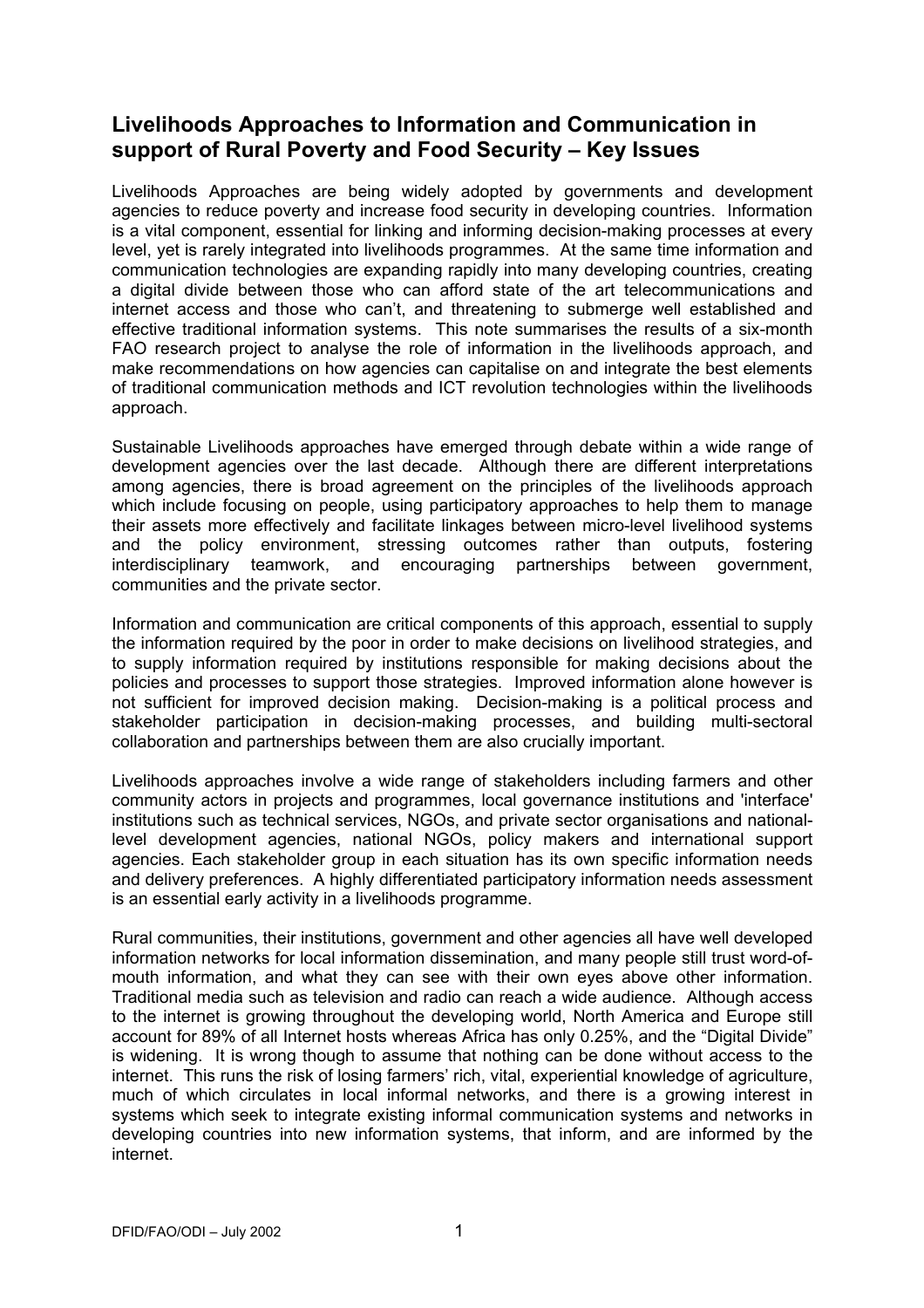## Livelihoods Approaches to Information and Communication in support of Rural Poverty and Food Security – Key Issues

Livelihoods Approaches are being widely adopted by governments and development agencies to reduce poverty and increase food security in developing countries. Information is a vital component, essential for linking and informing decision-making processes at every level, yet is rarely integrated into livelihoods programmes. At the same time information and communication technologies are expanding rapidly into many developing countries, creating a digital divide between those who can afford state of the art telecommunications and internet access and those who can't, and threatening to submerge well established and effective traditional information systems. This note summarises the results of a six-month FAO research project to analyse the role of information in the livelihoods approach, and make recommendations on how agencies can capitalise on and integrate the best elements of traditional communication methods and ICT revolution technologies within the livelihoods approach.

Sustainable Livelihoods approaches have emerged through debate within a wide range of development agencies over the last decade. Although there are different interpretations among agencies, there is broad agreement on the principles of the livelihoods approach which include focusing on people, using participatory approaches to help them to manage their assets more effectively and facilitate linkages between micro-level livelihood systems and the policy environment, stressing outcomes rather than outputs, fostering interdisciplinary teamwork, and encouraging partnerships between government, communities and the private sector.

Information and communication are critical components of this approach, essential to supply the information required by the poor in order to make decisions on livelihood strategies, and to supply information required by institutions responsible for making decisions about the policies and processes to support those strategies. Improved information alone however is not sufficient for improved decision making. Decision-making is a political process and stakeholder participation in decision-making processes, and building multi-sectoral collaboration and partnerships between them are also crucially important.

Livelihoods approaches involve a wide range of stakeholders including farmers and other community actors in projects and programmes, local governance institutions and 'interface' institutions such as technical services, NGOs, and private sector organisations and national-level development agencies, national NGOs, policy makers and international support agencies. Each stakeholder group in each situation has its own specific information needs and delivery preferences. A highly differentiated participatory information needs assessment is an essential early activity in a livelihoods programme.

Rural communities, their institutions, government and other agencies all have well developed information networks for local information dissemination, and many people still trust word-of-mouth information, and what they can see with their own eyes above other information. Traditional media such as television and radio can reach a wide audience. Although access to the internet is growing throughout the developing world, North America and Europe still account for 89% of all Internet hosts whereas Africa has only 0.25%, and the "Digital Divide" is widening. It is wrong though to assume that nothing can be done without access to the internet. This runs the risk of losing farmers' rich, vital, experiential knowledge of agriculture, much of which circulates in local informal networks, and there is a growing interest in systems which seek to integrate existing informal communication systems and networks in developing countries into new information systems, that inform, and are informed by the internet.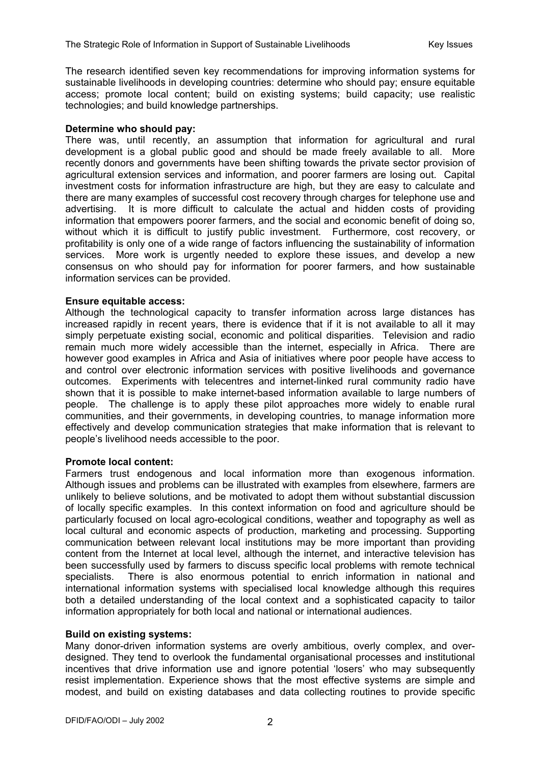The research identified seven key recommendations for improving information systems for sustainable livelihoods in developing countries: determine who should pay; ensure equitable access; promote local content; build on existing systems; build capacity; use realistic technologies; and build knowledge partnerships.

**Determine who should pay:**
There was, until recently, an assumption that information for agricultural and rural development is a global public good and should be made freely available to all. More recently donors and governments have been shifting towards the private sector provision of agricultural extension services and information, and poorer farmers are losing out. Capital investment costs for information infrastructure are high, but they are easy to calculate and there are many examples of successful cost recovery through charges for telephone use and advertising. It is more difficult to calculate the actual and hidden costs of providing information that empowers poorer farmers, and the social and economic benefit of doing so, without which it is difficult to justify public investment. Furthermore, cost recovery, or profitability is only one of a wide range of factors influencing the sustainability of information services. More work is urgently needed to explore these issues, and develop a new consensus on who should pay for information for poorer farmers, and how sustainable information services can be provided.

**Ensure equitable access:**
Although the technological capacity to transfer information across large distances has increased rapidly in recent years, there is evidence that if it is not available to all it may simply perpetuate existing social, economic and political disparities. Television and radio remain much more widely accessible than the internet, especially in Africa. There are however good examples in Africa and Asia of initiatives where poor people have access to and control over electronic information services with positive livelihoods and governance outcomes. Experiments with telecentres and internet-linked rural community radio have shown that it is possible to make internet-based information available to large numbers of people. The challenge is to apply these pilot approaches more widely to enable rural communities, and their governments, in developing countries, to manage information more effectively and develop communication strategies that make information that is relevant to people's livelihood needs accessible to the poor.

**Promote local content:**
Farmers trust endogenous and local information more than exogenous information. Although issues and problems can be illustrated with examples from elsewhere, farmers are unlikely to believe solutions, and be motivated to adopt them without substantial discussion of locally specific examples. In this context information on food and agriculture should be particularly focused on local agro-ecological conditions, weather and topography as well as local cultural and economic aspects of production, marketing and processing. Supporting communication between relevant local institutions may be more important than providing content from the Internet at local level, although the internet, and interactive television has been successfully used by farmers to discuss specific local problems with remote technical specialists. There is also enormous potential to enrich information in national and international information systems with specialised local knowledge although this requires both a detailed understanding of the local context and a sophisticated capacity to tailor information appropriately for both local and national or international audiences.

**Build on existing systems:**
Many donor-driven information systems are overly ambitious, overly complex, and over-designed. They tend to overlook the fundamental organisational processes and institutional incentives that drive information use and ignore potential 'losers' who may subsequently resist implementation. Experience shows that the most effective systems are simple and modest, and build on existing databases and data collecting routines to provide specific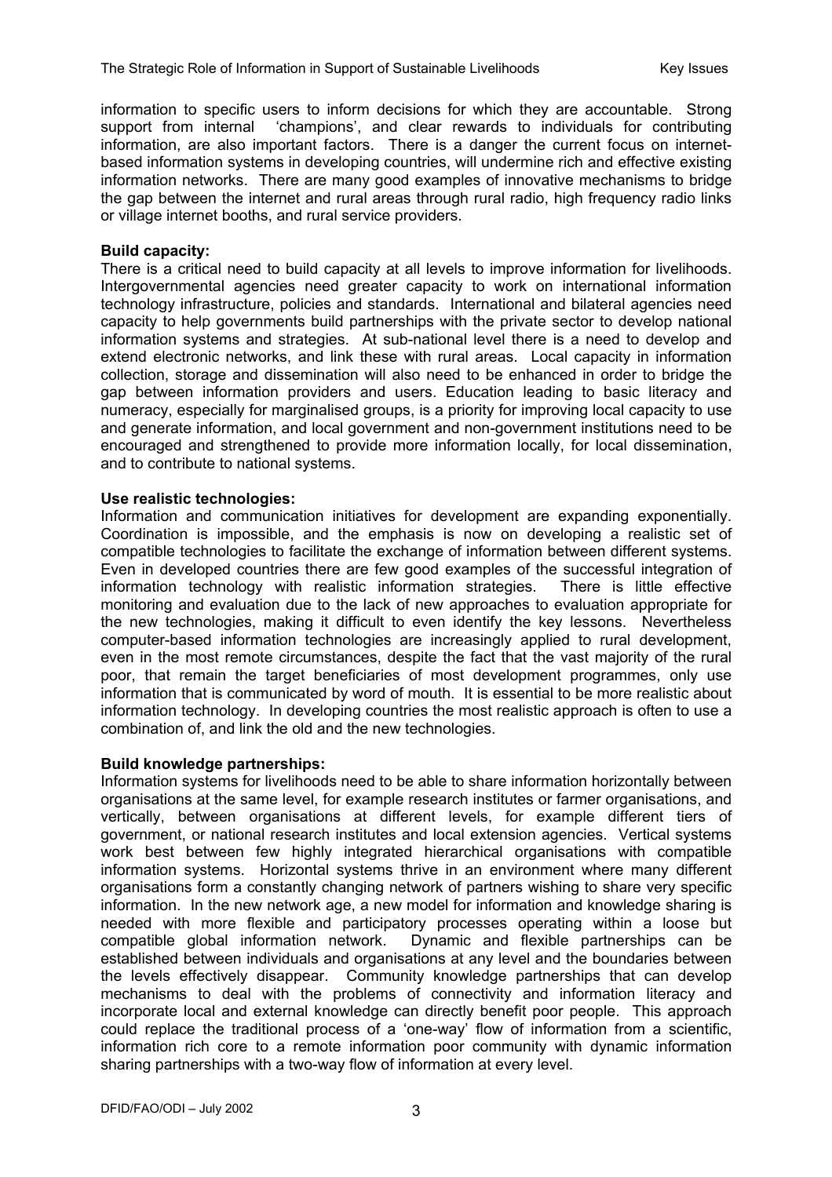information to specific users to inform decisions for which they are accountable. Strong support from internal 'champions', and clear rewards to individuals for contributing information, are also important factors. There is a danger the current focus on internet-based information systems in developing countries, will undermine rich and effective existing information networks. There are many good examples of innovative mechanisms to bridge the gap between the internet and rural areas through rural radio, high frequency radio links or village internet booths, and rural service providers.

**Build capacity:**

There is a critical need to build capacity at all levels to improve information for livelihoods. Intergovernmental agencies need greater capacity to work on international information technology infrastructure, policies and standards. International and bilateral agencies need capacity to help governments build partnerships with the private sector to develop national information systems and strategies. At sub-national level there is a need to develop and extend electronic networks, and link these with rural areas. Local capacity in information collection, storage and dissemination will also need to be enhanced in order to bridge the gap between information providers and users. Education leading to basic literacy and numeracy, especially for marginalised groups, is a priority for improving local capacity to use and generate information, and local government and non-government institutions need to be encouraged and strengthened to provide more information locally, for local dissemination, and to contribute to national systems.

**Use realistic technologies:**

Information and communication initiatives for development are expanding exponentially. Coordination is impossible, and the emphasis is now on developing a realistic set of compatible technologies to facilitate the exchange of information between different systems. Even in developed countries there are few good examples of the successful integration of information technology with realistic information strategies. There is little effective monitoring and evaluation due to the lack of new approaches to evaluation appropriate for the new technologies, making it difficult to even identify the key lessons. Nevertheless computer-based information technologies are increasingly applied to rural development, even in the most remote circumstances, despite the fact that the vast majority of the rural poor, that remain the target beneficiaries of most development programmes, only use information that is communicated by word of mouth. It is essential to be more realistic about information technology. In developing countries the most realistic approach is often to use a combination of, and link the old and the new technologies.

**Build knowledge partnerships:**

Information systems for livelihoods need to be able to share information horizontally between organisations at the same level, for example research institutes or farmer organisations, and vertically, between organisations at different levels, for example different tiers of government, or national research institutes and local extension agencies. Vertical systems work best between few highly integrated hierarchical organisations with compatible information systems. Horizontal systems thrive in an environment where many different organisations form a constantly changing network of partners wishing to share very specific information. In the new network age, a new model for information and knowledge sharing is needed with more flexible and participatory processes operating within a loose but compatible global information network. Dynamic and flexible partnerships can be established between individuals and organisations at any level and the boundaries between the levels effectively disappear. Community knowledge partnerships that can develop mechanisms to deal with the problems of connectivity and information literacy and incorporate local and external knowledge can directly benefit poor people. This approach could replace the traditional process of a 'one-way' flow of information from a scientific, information rich core to a remote information poor community with dynamic information sharing partnerships with a two-way flow of information at every level.